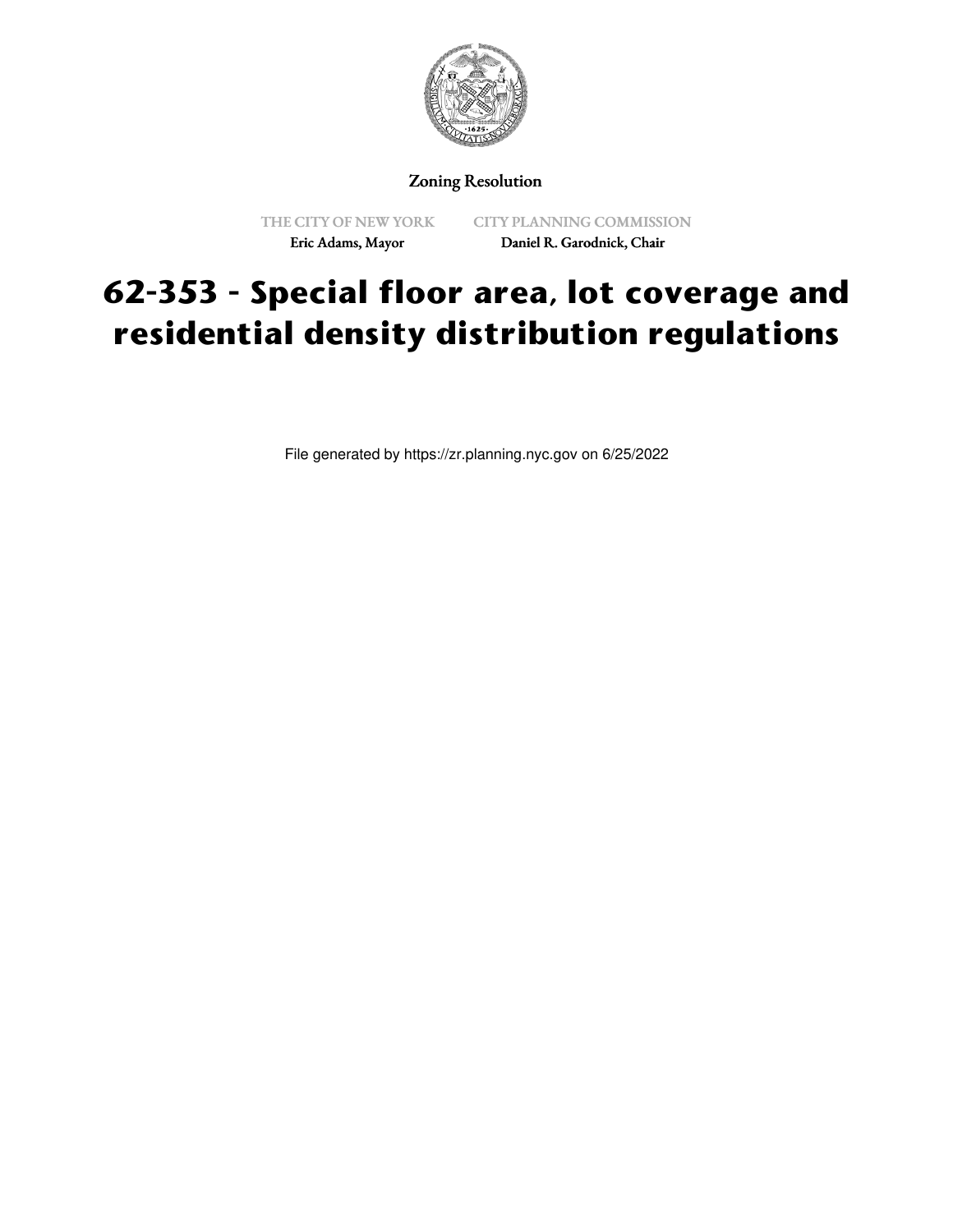Zoning Resolution

THE CITY OF NEW YORK
Eric Adams, Mayor

CITY PLANNING COMMISSION
Daniel R. Garodnick, Chair

# 62-353 - Special floor area, lot coverage and residential density distribution regulations

File generated by https://zr.planning.nyc.gov on 6/25/2022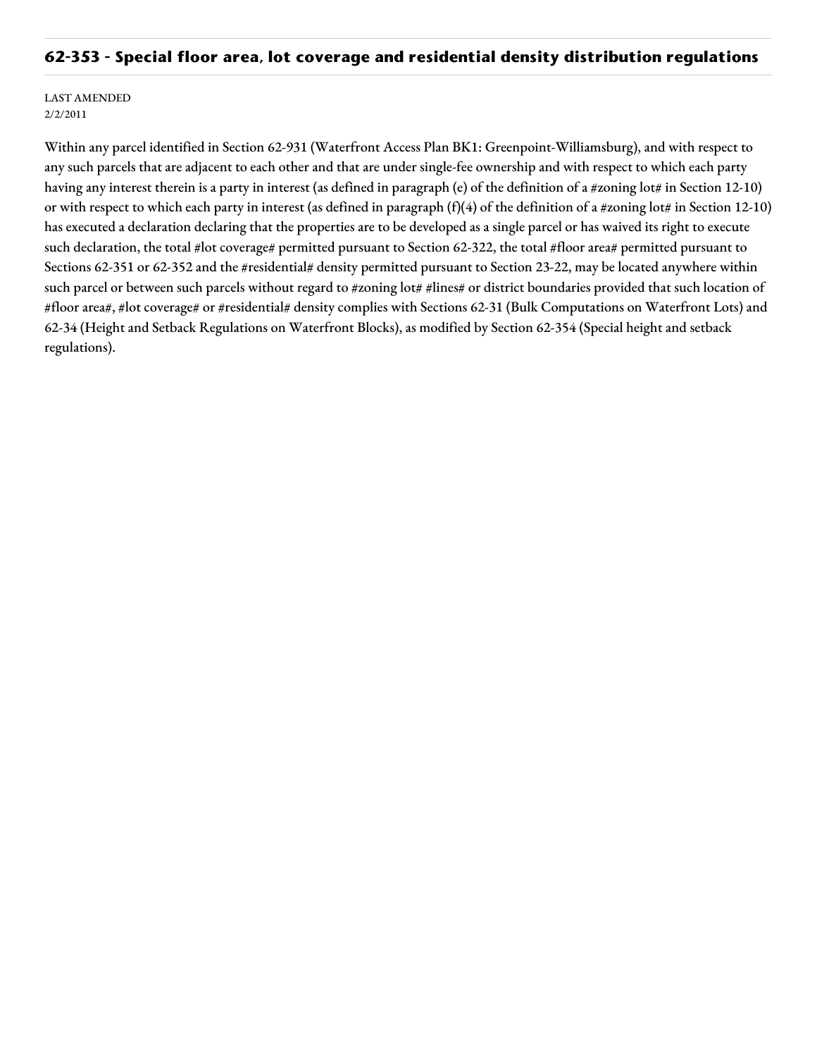## 62-353 - Special floor area, lot coverage and residential density distribution regulations

LAST AMENDED
2/2/2011

Within any parcel identified in Section 62-931 (Waterfront Access Plan BK1: Greenpoint-Williamsburg), and with respect to any such parcels that are adjacent to each other and that are under single-fee ownership and with respect to which each party having any interest therein is a party in interest (as defined in paragraph (e) of the definition of a #zoning lot# in Section 12-10) or with respect to which each party in interest (as defined in paragraph (f)(4) of the definition of a #zoning lot# in Section 12-10) has executed a declaration declaring that the properties are to be developed as a single parcel or has waived its right to execute such declaration, the total #lot coverage# permitted pursuant to Section 62-322, the total #floor area# permitted pursuant to Sections 62-351 or 62-352 and the #residential# density permitted pursuant to Section 23-22, may be located anywhere within such parcel or between such parcels without regard to #zoning lot# #lines# or district boundaries provided that such location of #floor area#, #lot coverage# or #residential# density complies with Sections 62-31 (Bulk Computations on Waterfront Lots) and 62-34 (Height and Setback Regulations on Waterfront Blocks), as modified by Section 62-354 (Special height and setback regulations).